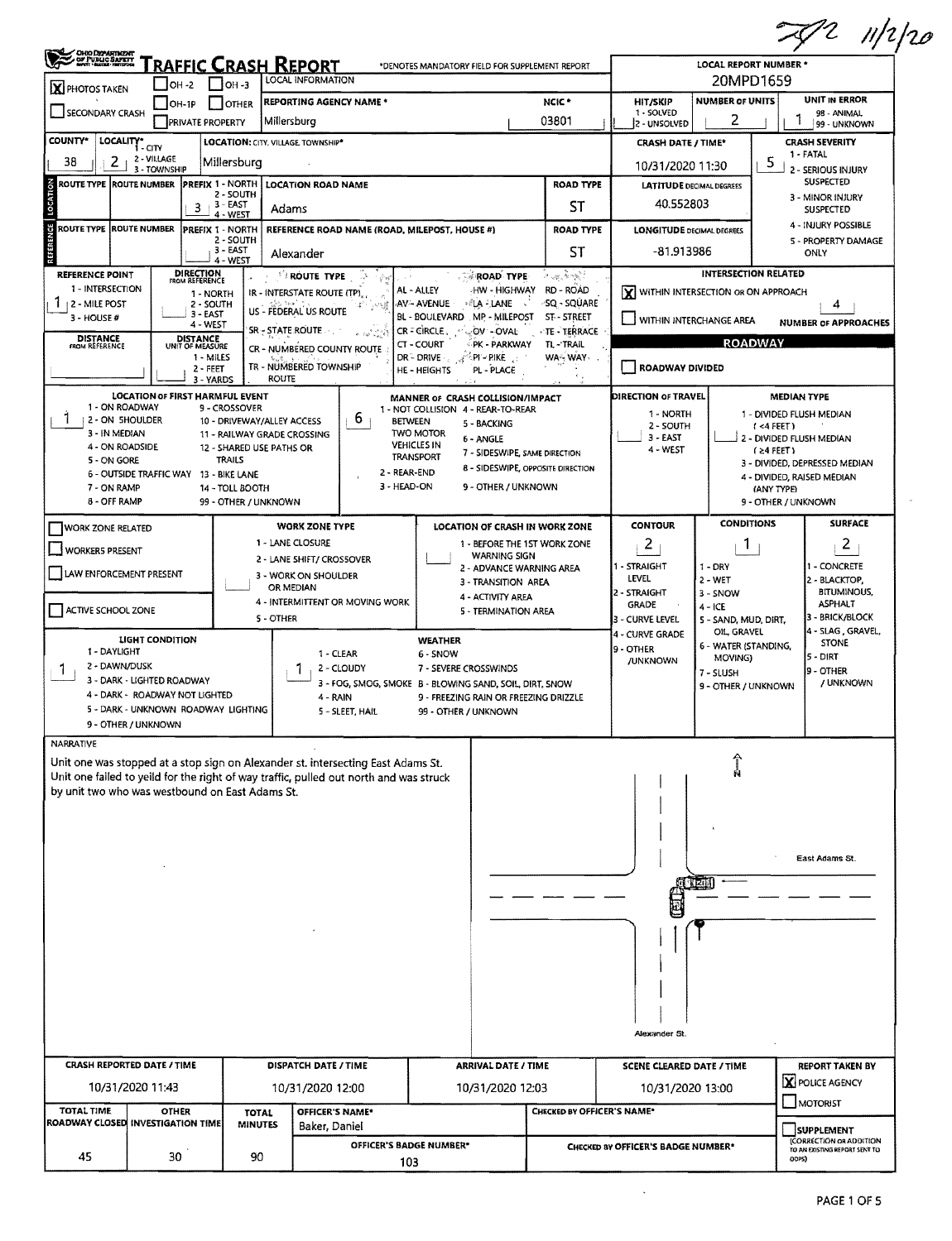*Handwritten: 11/2/20*

# TRAFFIC CRASH REPORT

OHIO DEPARTMENT OF PUBLIC SAFETY

*DENOTES MANDATORY FIELD FOR SUPPLEMENT REPORT

**LOCAL REPORT NUMBER*:** 20MPD1659

| Field | Value |
|---|---|
| PHOTOS TAKEN | X |
| REPORTING AGENCY NAME* | Millersburg |
| NCIC* | 03801 |
| HIT/SKIP (1 - SOLVED, 2 - UNSOLVED) | |
| NUMBER OF UNITS | 2 |
| UNIT IN ERROR (98 - ANIMAL, 99 - UNKNOWN) | 1 |
| COUNTY* | 38 |
| LOCALITY* (1 - CITY, 2 - VILLAGE, 3 - TOWNSHIP) | 2 |
| LOCATION: CITY, VILLAGE, TOWNSHIP* | Millersburg |
| CRASH DATE / TIME* | 10/31/2020 11:30 |
| CRASH SEVERITY (1 - FATAL, 2 - SERIOUS INJURY SUSPECTED, 3 - MINOR INJURY SUSPECTED, 4 - INJURY POSSIBLE, 5 - PROPERTY DAMAGE ONLY) | 5 |

## Location

| Route Type | Route Number | Prefix | Location Road Name | Road Type |
|---|---|---|---|---|
| | | 3 (EAST) | Adams | ST |

LATITUDE DECIMAL DEGREES: 40.552803

## Reference

| Route Type | Route Number | Prefix | Reference Road Name (Road, Milepost, House #) | Road Type |
|---|---|---|---|---|
| | | | Alexander | ST |

LONGITUDE DECIMAL DEGREES: -81.913986

REFERENCE POINT (1 - INTERSECTION, 2 - MILE POST, 3 - HOUSE #): 1

INTERSECTION RELATED: X WITHIN INTERSECTION OR ON APPROACH

NUMBER OF APPROACHES: 4

ROADWAY DIVIDED: (not marked)

LOCATION OF FIRST HARMFUL EVENT: 1 (ON ROADWAY)

MANNER OF CRASH COLLISION/IMPACT: 6 (ANGLE)

| Contour | Conditions | Surface |
|---|---|---|
| 2 (STRAIGHT GRADE) | 1 (DRY) | 2 (BLACKTOP, BITUMINOUS, ASPHALT) |

LIGHT CONDITION: 1 (DAYLIGHT)

WEATHER: 1 (CLEAR)

## NARRATIVE

Unit one was stopped at a stop sign on Alexander st. intersecting East Adams St. Unit one failed to yeild for the right of way traffic, pulled out north and was struck by unit two who was westbound on East Adams St.

Diagram labels: N, East Adams St., Alexander St.

| CRASH REPORTED DATE / TIME | DISPATCH DATE / TIME | ARRIVAL DATE / TIME | SCENE CLEARED DATE / TIME | REPORT TAKEN BY |
|---|---|---|---|---|
| 10/31/2020 11:43 | 10/31/2020 12:00 | 10/31/2020 12:03 | 10/31/2020 13:00 | X POLICE AGENCY |

| TOTAL TIME ROADWAY CLOSED | OTHER INVESTIGATION TIME | TOTAL MINUTES | OFFICER'S NAME* | OFFICER'S BADGE NUMBER* |
|---|---|---|---|---|
| 45 | 30 | 90 | Baker, Daniel | 103 |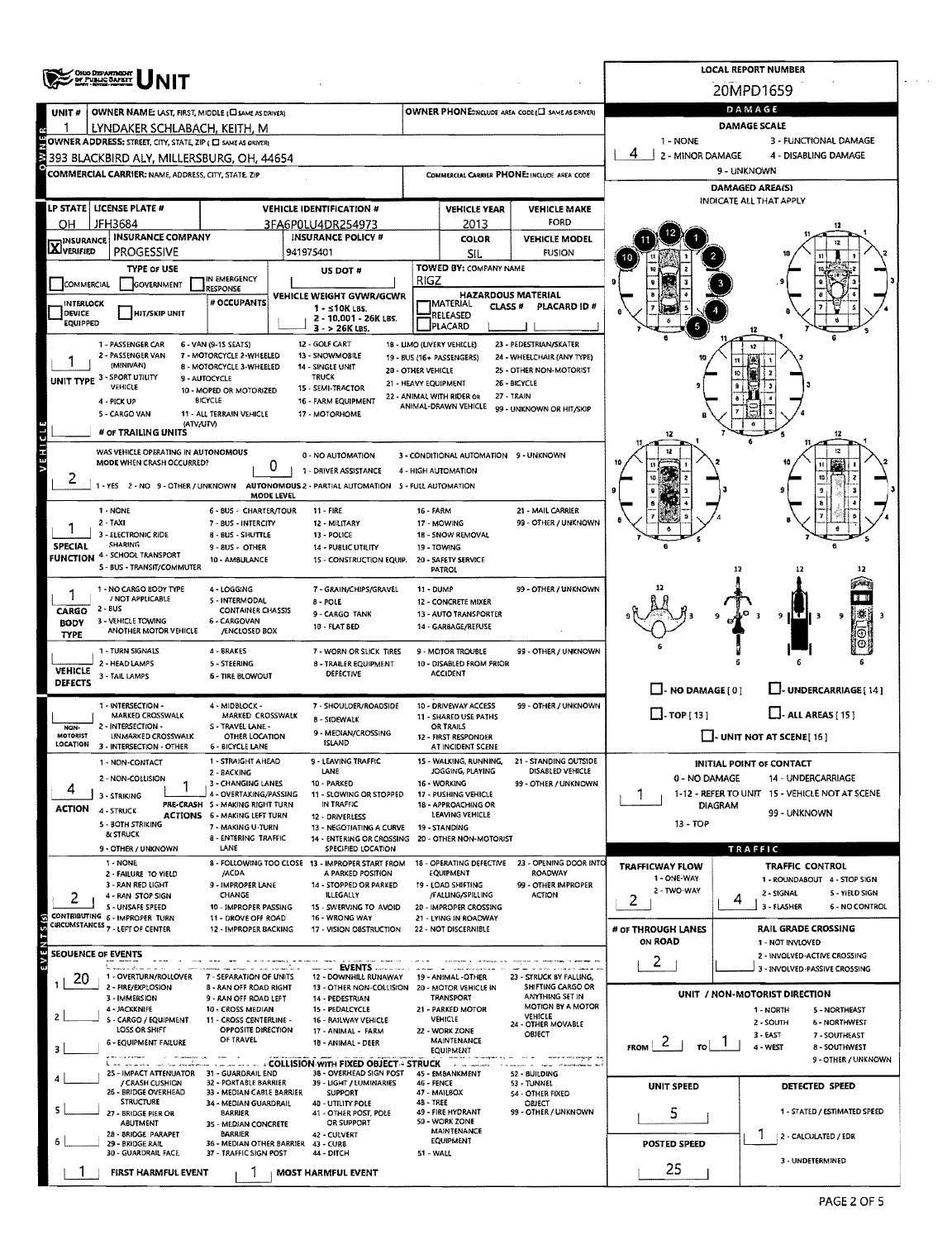# UNIT

**LOCAL REPORT NUMBER:** 20MPD1659

| Field | Value |
|---|---|
| UNIT # | 1 |
| OWNER NAME: LAST, FIRST, MIDDLE (☐ SAME AS DRIVER) | LYNDAKER SCHLABACH, KEITH, M |
| OWNER PHONE: INCLUDE AREA CODE (☐ SAME AS DRIVER) | |
| OWNER ADDRESS: STREET, CITY, STATE, ZIP (☐ SAME AS DRIVER) | 393 BLACKBIRD ALY, MILLERSBURG, OH, 44654 |
| COMMERCIAL CARRIER: NAME, ADDRESS, CITY, STATE, ZIP | |
| COMMERCIAL CARRIER PHONE: INCLUDE AREA CODE | |

| LP STATE | LICENSE PLATE # | VEHICLE IDENTIFICATION # | VEHICLE YEAR | VEHICLE MAKE |
|---|---|---|---|---|
| OH | JFH3684 | 3FA6P0LU4DR254973 | 2013 | FORD |

| INSURANCE | INSURANCE COMPANY | INSURANCE POLICY # | COLOR | VEHICLE MODEL |
|---|---|---|---|---|
| X VERIFIED | PROGESSIVE | 941975401 | SIL | FUSION |

**TYPE OF USE:** ☐ COMMERCIAL ☐ GOVERNMENT ☐ IN EMERGENCY RESPONSE

**US DOT #:**

**TOWED BY: COMPANY NAME:** RIGZ

☐ INTERLOCK DEVICE EQUIPPED ☐ HIT/SKIP UNIT

**# OCCUPANTS:**

**VEHICLE WEIGHT GVWR/GCWR:** 1 - ≤10K LBS. 2 - 10.001 - 26K LBS. 3 - > 26K LBS.

**HAZARDOUS MATERIAL:** ☐ MATERIAL RELEASED ☐ PLACARD — CLASS # — PLACARD ID #

**UNIT TYPE:** 1

1 - PASSENGER CAR, 2 - PASSENGER VAN (MINIVAN), 3 - SPORT UTILITY VEHICLE, 4 - PICK UP, 5 - CARGO VAN, 6 - VAN (9-15 SEATS), 7 - MOTORCYCLE 2-WHEELED, 8 - MOTORCYCLE 3-WHEELED, 9 - AUTOCYCLE, 10 - MOPED OR MOTORIZED BICYCLE, 11 - ALL TERRAIN VEHICLE (ATV/UTV), 12 - GOLF CART, 13 - SNOWMOBILE, 14 - SINGLE UNIT TRUCK, 15 - SEMI-TRACTOR, 16 - FARM EQUIPMENT, 17 - MOTORHOME, 18 - LIMO (LIVERY VEHICLE), 19 - BUS (16+ PASSENGERS), 20 - OTHER VEHICLE, 21 - HEAVY EQUIPMENT, 22 - ANIMAL WITH RIDER OR ANIMAL-DRAWN VEHICLE, 23 - PEDESTRIAN/SKATER, 24 - WHEELCHAIR (ANY TYPE), 25 - OTHER NON-MOTORIST, 26 - BICYCLE, 27 - TRAIN, 99 - UNKNOWN OR HIT/SKIP

**# OF TRAILING UNITS:**

**WAS VEHICLE OPERATING IN AUTONOMOUS MODE WHEN CRASH OCCURRED?** 2

1 - YES 2 - NO 9 - OTHER / UNKNOWN

**AUTONOMOUS MODE LEVEL:** 0

0 - NO AUTOMATION, 1 - DRIVER ASSISTANCE, 2 - PARTIAL AUTOMATION, 3 - CONDITIONAL AUTOMATION, 4 - HIGH AUTOMATION, 5 - FULL AUTOMATION, 9 - UNKNOWN

**SPECIAL FUNCTION:** 1

1 - NONE, 2 - TAXI, 3 - ELECTRONIC RIDE SHARING, 4 - SCHOOL TRANSPORT, 5 - BUS - TRANSIT/COMMUTER, 6 - BUS - CHARTER/TOUR, 7 - BUS - INTERCITY, 8 - BUS - SHUTTLE, 9 - BUS - OTHER, 10 - AMBULANCE, 11 - FIRE, 12 - MILITARY, 13 - POLICE, 14 - PUBLIC UTILITY, 15 - CONSTRUCTION EQUIP., 16 - FARM, 17 - MOWING, 18 - SNOW REMOVAL, 19 - TOWING, 20 - SAFETY SERVICE PATROL, 21 - MAIL CARRIER, 99 - OTHER / UNKNOWN

**CARGO BODY TYPE:** 1

1 - NO CARGO BODY TYPE / NOT APPLICABLE, 2 - BUS, 3 - VEHICLE TOWING ANOTHER MOTOR VEHICLE, 4 - LOGGING, 5 - INTERMODAL CONTAINER CHASSIS, 6 - CARGOVAN /ENCLOSED BOX, 7 - GRAIN/CHIPS/GRAVEL, 8 - POLE, 9 - CARGO TANK, 10 - FLAT BED, 11 - DUMP, 12 - CONCRETE MIXER, 13 - AUTO TRANSPORTER, 14 - GARBAGE/REFUSE, 99 - OTHER / UNKNOWN

**VEHICLE DEFECTS:**

1 - TURN SIGNALS, 2 - HEAD LAMPS, 3 - TAIL LAMPS, 4 - BRAKES, 5 - STEERING, 6 - TIRE BLOWOUT, 7 - WORN OR SLICK TIRES, 8 - TRAILER EQUIPMENT DEFECTIVE, 9 - MOTOR TROUBLE, 10 - DISABLED FROM PRIOR ACCIDENT, 99 - OTHER / UNKNOWN

**NON-MOTORIST LOCATION:**

1 - INTERSECTION - MARKED CROSSWALK, 2 - INTERSECTION - UNMARKED CROSSWALK, 3 - INTERSECTION - OTHER, 4 - MIDBLOCK - MARKED CROSSWALK, 5 - TRAVEL LANE - OTHER LOCATION, 6 - BICYCLE LANE, 7 - SHOULDER/ROADSIDE, 8 - SIDEWALK, 9 - MEDIAN/CROSSING ISLAND, 10 - DRIVEWAY ACCESS, 11 - SHARED USE PATHS OR TRAILS, 12 - FIRST RESPONDER AT INCIDENT SCENE, 99 - OTHER / UNKNOWN

**ACTION:** 4

1 - NON-CONTACT, 2 - NON-COLLISION, 3 - STRIKING, 4 - STRUCK, 5 - BOTH STRIKING & STRUCK, 9 - OTHER / UNKNOWN

**PRE-CRASH ACTIONS:** 1

1 - STRAIGHT AHEAD, 2 - BACKING, 3 - CHANGING LANES, 4 - OVERTAKING/PASSING, 5 - MAKING RIGHT TURN, 6 - MAKING LEFT TURN, 7 - MAKING U-TURN, 8 - ENTERING TRAFFIC LANE, 9 - LEAVING TRAFFIC LANE, 10 - PARKED, 11 - SLOWING OR STOPPED IN TRAFFIC, 12 - DRIVERLESS, 13 - NEGOTIATING A CURVE, 14 - ENTERING OR CROSSING SPECIFIED LOCATION, 15 - WALKING, RUNNING, JOGGING, PLAYING, 16 - WORKING, 17 - PUSHING VEHICLE, 18 - APPROACHING OR LEAVING VEHICLE, 19 - STANDING, 20 - OTHER NON-MOTORIST, 21 - STANDING OUTSIDE DISABLED VEHICLE, 99 - OTHER / UNKNOWN

**CONTRIBUTING CIRCUMSTANCES:** 2

1 - NONE, 2 - FAILURE TO YIELD, 3 - RAN RED LIGHT, 4 - RAN STOP SIGN, 5 - UNSAFE SPEED, 6 - IMPROPER TURN, 7 - LEFT OF CENTER, 8 - FOLLOWING TOO CLOSE /ACDA, 9 - IMPROPER LANE CHANGE, 10 - IMPROPER PASSING, 11 - DROVE OFF ROAD, 12 - IMPROPER BACKING, 13 - IMPROPER START FROM A PARKED POSITION, 14 - STOPPED OR PARKED ILLEGALLY, 15 - SWERVING TO AVOID, 16 - WRONG WAY, 17 - VISION OBSTRUCTION, 18 - OPERATING DEFECTIVE EQUIPMENT, 19 - LOAD SHIFTING /FALLING/SPILLING, 20 - IMPROPER CROSSING, 21 - LYING IN ROADWAY, 22 - NOT DISCERNIBLE, 23 - OPENING DOOR INTO ROADWAY, 99 - OTHER IMPROPER ACTION

## SEQUENCE OF EVENTS

| # | Event |
|---|---|
| 1 | 20 |
| 2 | |
| 3 | |
| 4 | |
| 5 | |
| 6 | |

**EVENTS:** 1 - OVERTURN/ROLLOVER, 2 - FIRE/EXPLOSION, 3 - IMMERSION, 4 - JACKKNIFE, 5 - CARGO / EQUIPMENT LOSS OR SHIFT, 6 - EQUIPMENT FAILURE, 7 - SEPARATION OF UNITS, 8 - RAN OFF ROAD RIGHT, 9 - RAN OFF ROAD LEFT, 10 - CROSS MEDIAN, 11 - CROSS CENTERLINE - OPPOSITE DIRECTION OF TRAVEL, 12 - DOWNHILL RUNAWAY, 13 - OTHER NON-COLLISION, 14 - PEDESTRIAN, 15 - PEDALCYCLE, 16 - RAILWAY VEHICLE, 17 - ANIMAL - FARM, 18 - ANIMAL - DEER, 19 - ANIMAL -OTHER, 20 - MOTOR VEHICLE IN TRANSPORT, 21 - PARKED MOTOR VEHICLE, 22 - WORK ZONE MAINTENANCE EQUIPMENT, 23 - STRUCK BY FALLING, SHIFTING CARGO OR ANYTHING SET IN MOTION BY A MOTOR VEHICLE, 24 - OTHER MOVABLE OBJECT

**COLLISION WITH FIXED OBJECT - STRUCK:** 25 - IMPACT ATTENUATOR / CRASH CUSHION, 26 - BRIDGE OVERHEAD STRUCTURE, 27 - BRIDGE PIER OR ABUTMENT, 28 - BRIDGE PARAPET, 29 - BRIDGE RAIL, 30 - GUARDRAIL FACE, 31 - GUARDRAIL END, 32 - PORTABLE BARRIER, 33 - MEDIAN CABLE BARRIER, 34 - MEDIAN GUARDRAIL BARRIER, 35 - MEDIAN CONCRETE BARRIER, 36 - MEDIAN OTHER BARRIER, 37 - TRAFFIC SIGN POST, 38 - OVERHEAD SIGN POST, 39 - LIGHT / LUMINARIES SUPPORT, 40 - UTILITY POLE, 41 - OTHER POST, POLE OR SUPPORT, 42 - CULVERT, 43 - CURB, 44 - DITCH, 45 - EMBANKMENT, 46 - FENCE, 47 - MAILBOX, 48 - TREE, 49 - FIRE HYDRANT, 50 - WORK ZONE MAINTENANCE EQUIPMENT, 51 - WALL, 52 - BUILDING, 53 - TUNNEL, 54 - OTHER FIXED OBJECT, 99 - OTHER / UNKNOWN

**FIRST HARMFUL EVENT:** 1 **MOST HARMFUL EVENT:** 1

## DAMAGE

**DAMAGE SCALE:** 4

1 - NONE, 2 - MINOR DAMAGE, 3 - FUNCTIONAL DAMAGE, 4 - DISABLING DAMAGE, 9 - UNKNOWN

**DAMAGED AREA(S)** — INDICATE ALL THAT APPLY: 12, 11, 1, 2, 3, 4, 5, 10

☐ NO DAMAGE [0] ☐ UNDERCARRIAGE [14] ☐ TOP [13] ☐ ALL AREAS [15] ☐ UNIT NOT AT SCENE [16]

**INITIAL POINT OF CONTACT:** 1

0 - NO DAMAGE, 1-12 - REFER TO UNIT DIAGRAM, 13 - TOP, 14 - UNDERCARRIAGE, 15 - VEHICLE NOT AT SCENE, 99 - UNKNOWN

## TRAFFIC

**TRAFFICWAY FLOW:** 2 (1 - ONE-WAY, 2 - TWO-WAY)

**TRAFFIC CONTROL:** 4 (1 - ROUNDABOUT, 2 - SIGNAL, 3 - FLASHER, 4 - STOP SIGN, 5 - YIELD SIGN, 6 - NO CONTROL)

**# OF THROUGH LANES ON ROAD:** 2

**RAIL GRADE CROSSING:** 1 - NOT INVLOVED, 2 - INVOLVED-ACTIVE CROSSING, 3 - INVOLVED-PASSIVE CROSSING

**UNIT / NON-MOTORIST DIRECTION:** FROM 2 TO 1

1 - NORTH, 2 - SOUTH, 3 - EAST, 4 - WEST, 5 - NORTHEAST, 6 - NORTHWEST, 7 - SOUTHEAST, 8 - SOUTHWEST, 9 - OTHER / UNKNOWN

**UNIT SPEED:** 5

**DETECTED SPEED:** 1 (1 - STATED / ESTIMATED SPEED, 2 - CALCULATED / EDR, 3 - UNDETERMINED)

**POSTED SPEED:** 25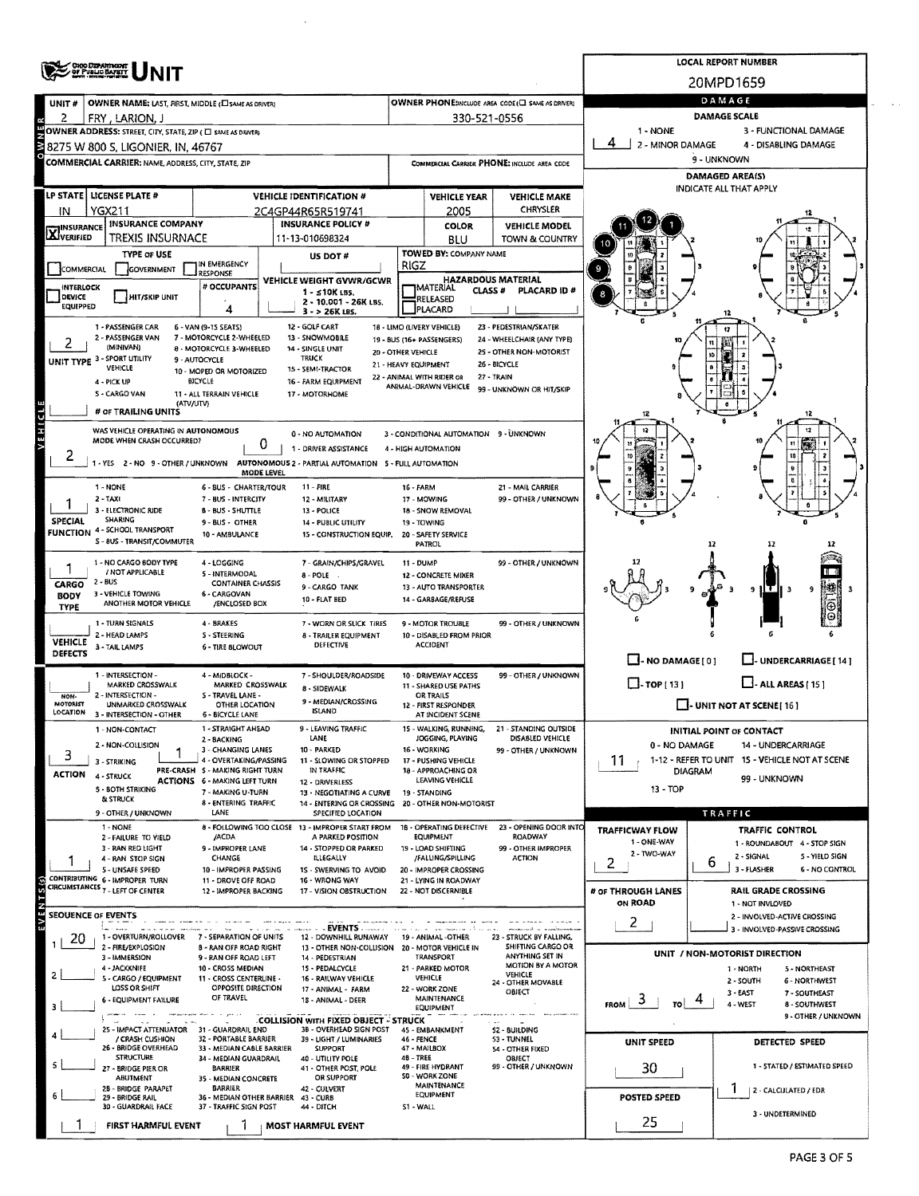# UNIT

**LOCAL REPORT NUMBER:** 20MPD1659

| Field | Value |
|---|---|
| UNIT # | 2 |
| OWNER NAME: LAST, FIRST, MIDDLE | FRY, LARION, J |
| OWNER PHONE | 330-521-0556 |
| OWNER ADDRESS | 8275 W 800 S, LIGONIER, IN, 46767 |
| COMMERCIAL CARRIER | |
| LP STATE | IN |
| LICENSE PLATE # | YGX211 |
| VEHICLE IDENTIFICATION # | 2C4GP44R65R519741 |
| VEHICLE YEAR | 2005 |
| VEHICLE MAKE | CHRYSLER |
| INSURANCE | VERIFIED |
| INSURANCE COMPANY | TREXIS INSURNACE |
| INSURANCE POLICY # | 11-13-010698324 |
| COLOR | BLU |
| VEHICLE MODEL | TOWN & COUNTRY |
| TOWED BY: COMPANY NAME | RIGZ |
| # OCCUPANTS | 4 |
| UNIT TYPE | 2 |
| AUTONOMOUS | 2 |
| AUTONOMOUS MODE LEVEL | 0 |
| SPECIAL FUNCTION | 1 |
| CARGO BODY TYPE | 1 |
| NON-MOTORIST LOCATION | |
| ACTION | 3 |
| PRE-CRASH ACTIONS | 1 |
| CONTRIBUTING CIRCUMSTANCES | 1 |

## DAMAGE

**DAMAGE SCALE:** 4

1 - NONE; 2 - MINOR DAMAGE; 3 - FUNCTIONAL DAMAGE; 4 - DISABLING DAMAGE; 9 - UNKNOWN

**DAMAGED AREA(S):** 10, 11, 12, 1, 9, 8

**INITIAL POINT OF CONTACT:** 11

## SEQUENCE OF EVENTS

1. 20

**FIRST HARMFUL EVENT:** 1

**MOST HARMFUL EVENT:** 1

## TRAFFIC

| Field | Value |
|---|---|
| TRAFFICWAY FLOW | 2 |
| TRAFFIC CONTROL | 6 |
| # OF THROUGH LANES ON ROAD | 2 |
| RAIL GRADE CROSSING | |
| UNIT / NON-MOTORIST DIRECTION | FROM 3 TO 4 |
| UNIT SPEED | 30 |
| DETECTED SPEED | 1 |
| POSTED SPEED | 25 |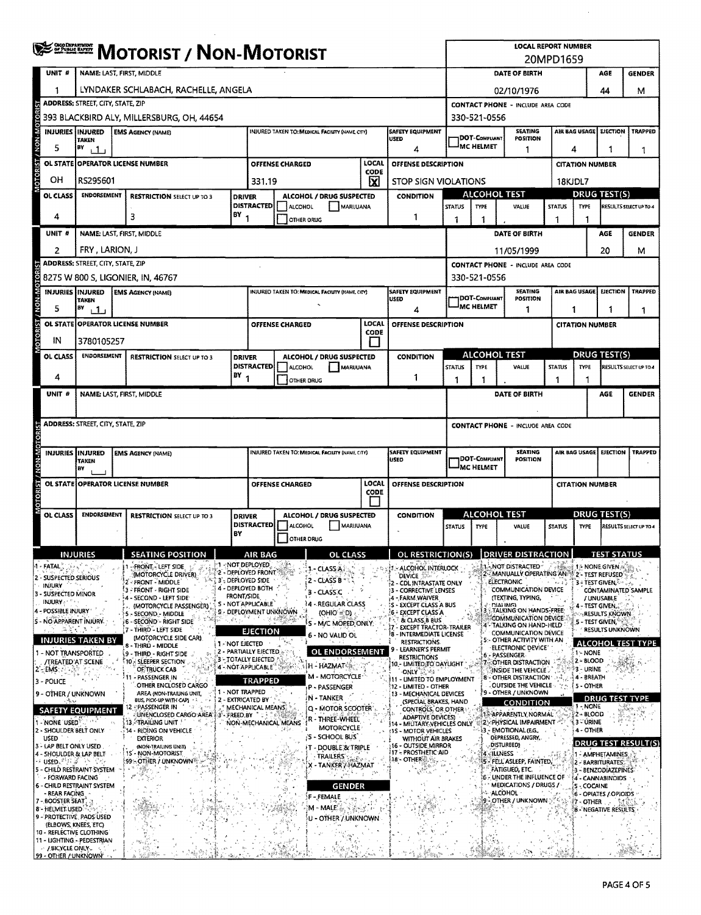# MOTORIST / NON-MOTORIST

**LOCAL REPORT NUMBER:** 20MPD1659

## Unit 1 — Motorist / Non-Motorist

| UNIT # | NAME: LAST, FIRST, MIDDLE | DATE OF BIRTH | AGE | GENDER |
|---|---|---|---|---|
| 1 | LYNDAKER SCHLABACH, RACHELLE, ANGELA | 02/10/1976 | 44 | M |

| ADDRESS: STREET, CITY, STATE, ZIP | CONTACT PHONE - INCLUDE AREA CODE |
|---|---|
| 393 BLACKBIRD ALY, MILLERSBURG, OH, 44654 | 330-521-0556 |

| INJURIES | INJURED TAKEN BY | EMS AGENCY (NAME) | INJURED TAKEN TO: MEDICAL FACILITY (NAME, CITY) | SAFETY EQUIPMENT USED | DOT-COMPLIANT MC HELMET | SEATING POSITION | AIR BAG USAGE | EJECTION | TRAPPED |
|---|---|---|---|---|---|---|---|---|---|
| 5 | 1 | | | 4 | | 1 | 4 | 1 | 1 |

| OL STATE | OPERATOR LICENSE NUMBER | OFFENSE CHARGED | LOCAL CODE | OFFENSE DESCRIPTION | CITATION NUMBER |
|---|---|---|---|---|---|
| OH | RS295601 | 331.19 | X | STOP SIGN VIOLATIONS | 18KJDL7 |

| OL CLASS | ENDORSEMENT | RESTRICTION SELECT UP TO 3 | DRIVER DISTRACTED BY | ALCOHOL / DRUG SUSPECTED | CONDITION | ALCOHOL TEST STATUS | ALCOHOL TEST TYPE | ALCOHOL TEST VALUE | DRUG TEST STATUS | DRUG TEST TYPE | DRUG TEST RESULTS SELECT UP TO 4 |
|---|---|---|---|---|---|---|---|---|---|---|---|
| 4 | | 3 | 1 | ☐ ALCOHOL ☐ MARIJUANA ☐ OTHER DRUG | 1 | 1 | 1 | . | 1 | 1 | |

## Unit 2 — Motorist / Non-Motorist

| UNIT # | NAME: LAST, FIRST, MIDDLE | DATE OF BIRTH | AGE | GENDER |
|---|---|---|---|---|
| 2 | FRY, LARION, J | 11/05/1999 | 20 | M |

| ADDRESS: STREET, CITY, STATE, ZIP | CONTACT PHONE - INCLUDE AREA CODE |
|---|---|
| 8275 W 800 S, LIGONIER, IN, 46767 | 330-521-0556 |

| INJURIES | INJURED TAKEN BY | EMS AGENCY (NAME) | INJURED TAKEN TO: MEDICAL FACILITY (NAME, CITY) | SAFETY EQUIPMENT USED | DOT-COMPLIANT MC HELMET | SEATING POSITION | AIR BAG USAGE | EJECTION | TRAPPED |
|---|---|---|---|---|---|---|---|---|---|
| 5 | 1 | | | 4 | | 1 | 1 | 1 | 1 |

| OL STATE | OPERATOR LICENSE NUMBER | OFFENSE CHARGED | LOCAL CODE | OFFENSE DESCRIPTION | CITATION NUMBER |
|---|---|---|---|---|---|
| IN | 3780105257 | | ☐ | | |

| OL CLASS | ENDORSEMENT | RESTRICTION SELECT UP TO 3 | DRIVER DISTRACTED BY | ALCOHOL / DRUG SUSPECTED | CONDITION | ALCOHOL TEST STATUS | ALCOHOL TEST TYPE | ALCOHOL TEST VALUE | DRUG TEST STATUS | DRUG TEST TYPE | DRUG TEST RESULTS SELECT UP TO 4 |
|---|---|---|---|---|---|---|---|---|---|---|---|
| 4 | | | 1 | ☐ ALCOHOL ☐ MARIJUANA ☐ OTHER DRUG | 1 | 1 | 1 | . | 1 | 1 | |

## Unit (blank) — Motorist / Non-Motorist

| UNIT # | NAME: LAST, FIRST, MIDDLE | DATE OF BIRTH | AGE | GENDER |
|---|---|---|---|---|
| | | | | |

| ADDRESS: STREET, CITY, STATE, ZIP | CONTACT PHONE - INCLUDE AREA CODE |
|---|---|
| | |

| INJURIES | INJURED TAKEN BY | EMS AGENCY (NAME) | INJURED TAKEN TO: MEDICAL FACILITY (NAME, CITY) | SAFETY EQUIPMENT USED | DOT-COMPLIANT MC HELMET | SEATING POSITION | AIR BAG USAGE | EJECTION | TRAPPED |
|---|---|---|---|---|---|---|---|---|---|
| | | | | | | | | | |

| OL STATE | OPERATOR LICENSE NUMBER | OFFENSE CHARGED | LOCAL CODE | OFFENSE DESCRIPTION | CITATION NUMBER |
|---|---|---|---|---|---|
| | | | ☐ | | |

| OL CLASS | ENDORSEMENT | RESTRICTION SELECT UP TO 3 | DRIVER DISTRACTED BY | ALCOHOL / DRUG SUSPECTED | CONDITION | ALCOHOL TEST STATUS | ALCOHOL TEST TYPE | ALCOHOL TEST VALUE | DRUG TEST STATUS | DRUG TEST TYPE | DRUG TEST RESULTS SELECT UP TO 4 |
|---|---|---|---|---|---|---|---|---|---|---|---|
| | | | | ☐ ALCOHOL ☐ MARIJUANA ☐ OTHER DRUG | | | | . | | | |

## Codes

**INJURIES**
1 - FATAL
2 - SUSPECTED SERIOUS INJURY
3 - SUSPECTED MINOR INJURY
4 - POSSIBLE INJURY
5 - NO APPARENT INJURY

**INJURIES TAKEN BY**
1 - NOT TRANSPORTED /TREATED AT SCENE
2 - EMS
3 - POLICE
9 - OTHER / UNKNOWN

**SAFETY EQUIPMENT**
1 - NONE USED
2 - SHOULDER BELT ONLY USED
3 - LAP BELT ONLY USED
4 - SHOULDER & LAP BELT USED
5 - CHILD RESTRAINT SYSTEM - FORWARD FACING
6 - CHILD RESTRAINT SYSTEM - REAR FACING
7 - BOOSTER SEAT
8 - HELMET USED
9 - PROTECTIVE PADS USED (ELBOWS, KNEES, ETC)
10 - REFLECTIVE CLOTHING
11 - LIGHTING - PEDESTRIAN / BICYCLE ONLY
99 - OTHER / UNKNOWN

**SEATING POSITION**
1 - FRONT - LEFT SIDE (MOTORCYCLE DRIVER)
2 - FRONT - MIDDLE
3 - FRONT - RIGHT SIDE
4 - SECOND - LEFT SIDE (MOTORCYCLE PASSENGER)
5 - SECOND - MIDDLE
6 - SECOND - RIGHT SIDE
7 - THIRD - LEFT SIDE (MOTORCYCLE SIDE CAR)
8 - THIRD - MIDDLE
9 - THIRD - RIGHT SIDE
10 - SLEEPER SECTION OF TRUCK CAB
11 - PASSENGER IN OTHER ENCLOSED CARGO AREA (NON-TRAILING UNIT, BUS, PICK-UP WITH CAP)
12 - PASSENGER IN UNENCLOSED CARGO AREA
13 - TRAILING UNIT
14 - RIDING ON VEHICLE EXTERIOR (NON-TRAILING UNIT)
15 - NON-MOTORIST
99 - OTHER / UNKNOWN

**AIR BAG**
1 - NOT DEPLOYED
2 - DEPLOYED FRONT
3 - DEPLOYED SIDE
4 - DEPLOYED BOTH FRONT/SIDE
5 - NOT APPLICABLE
9 - DEPLOYMENT UNKNOWN

**EJECTION**
1 - NOT EJECTED
2 - PARTIALLY EJECTED
3 - TOTALLY EJECTED
4 - NOT APPLICABLE

**TRAPPED**
1 - NOT TRAPPED
2 - EXTRICATED BY MECHANICAL MEANS
3 - FREED BY NON-MECHANICAL MEANS

**OL CLASS**
1 - CLASS A
2 - CLASS B
3 - CLASS C
4 - REGULAR CLASS (OHIO = D)
5 - M/C MOPED ONLY
6 - NO VALID OL

**OL ENDORSEMENT**
H - HAZMAT
M - MOTORCYCLE
P - PASSENGER
N - TANKER
Q - MOTOR SCOOTER
R - THREE-WHEEL MOTORCYCLE
S - SCHOOL BUS
T - DOUBLE & TRIPLE TRAILERS
X - TANKER / HAZMAT

**GENDER**
F - FEMALE
M - MALE
U - OTHER / UNKNOWN

**OL RESTRICTION(S)**
1 - ALCOHOL INTERLOCK DEVICE
2 - CDL INTRASTATE ONLY
3 - CORRECTIVE LENSES
4 - FARM WAIVER
5 - EXCEPT CLASS A BUS
6 - EXCEPT CLASS A & CLASS B BUS
7 - EXCEPT TRACTOR-TRAILER
8 - INTERMEDIATE LICENSE RESTRICTIONS
9 - LEARNER'S PERMIT RESTRICTIONS
10 - LIMITED TO DAYLIGHT ONLY
11 - LIMITED TO EMPLOYMENT
12 - LIMITED - OTHER
13 - MECHANICAL DEVICES (SPECIAL BRAKES, HAND CONTROLS, OR OTHER ADAPTIVE DEVICES)
14 - MILITARY VEHICLES ONLY
15 - MOTOR VEHICLES WITHOUT AIR BRAKES
16 - OUTSIDE MIRROR
17 - PROSTHETIC AID
18 - OTHER

**DRIVER DISTRACTION**
1 - NOT DISTRACTED
2 - MANUALLY OPERATING AN ELECTRONIC COMMUNICATION DEVICE (TEXTING, TYPING, DIALING)
3 - TALKING ON HANDS-FREE COMMUNICATION DEVICE
4 - TALKING ON HAND-HELD COMMUNICATION DEVICE
5 - OTHER ACTIVITY WITH AN ELECTRONIC DEVICE
6 - PASSENGER
7 - OTHER DISTRACTION INSIDE THE VEHICLE
8 - OTHER DISTRACTION OUTSIDE THE VEHICLE
9 - OTHER / UNKNOWN

**CONDITION**
1 - APPARENTLY NORMAL
2 - PHYSICAL IMPAIRMENT
3 - EMOTIONAL (E.G., DEPRESSED, ANGRY, DISTURBED)
4 - ILLNESS
5 - FELL ASLEEP, FAINTED, FATIGUED, ETC.
6 - UNDER THE INFLUENCE OF MEDICATIONS / DRUGS / ALCOHOL
9 - OTHER / UNKNOWN

**TEST STATUS**
1 - NONE GIVEN
2 - TEST REFUSED
3 - TEST GIVEN, CONTAMINATED SAMPLE / UNUSABLE
4 - TEST GIVEN, RESULTS KNOWN
5 - TEST GIVEN, RESULTS UNKNOWN

**ALCOHOL TEST TYPE**
1 - NONE
2 - BLOOD
3 - URINE
4 - BREATH
5 - OTHER

**DRUG TEST TYPE**
1 - NONE
2 - BLOOD
3 - URINE
4 - OTHER

**DRUG TEST RESULT(S)**
1 - AMPHETAMINES
2 - BARBITURATES
3 - BENZODIAZEPINES
4 - CANNABINOIDS
5 - COCAINE
6 - OPIATES / OPIOIDS
7 - OTHER
8 - NEGATIVE RESULTS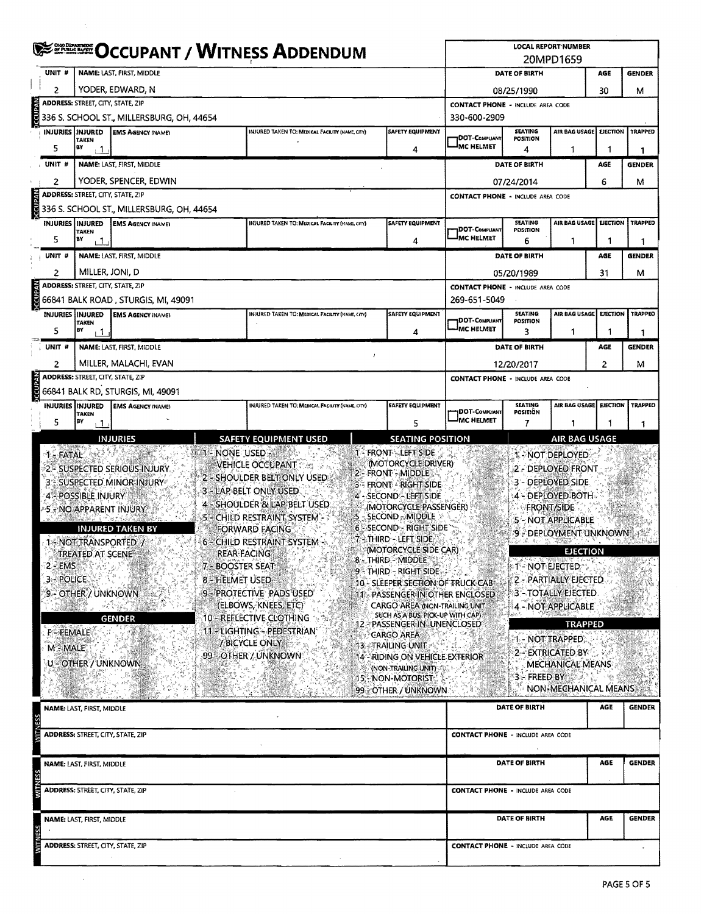# OCCUPANT / WITNESS ADDENDUM

**LOCAL REPORT NUMBER:** 20MPD1659

## OCCUPANT

| UNIT # | NAME: LAST, FIRST, MIDDLE | DATE OF BIRTH | AGE | GENDER |
|---|---|---|---|---|
| 2 | YODER, EDWARD, N | 08/25/1990 | 30 | M |

| ADDRESS: STREET, CITY, STATE, ZIP | CONTACT PHONE - INCLUDE AREA CODE |
|---|---|
| 336 S. SCHOOL ST., MILLERSBURG, OH, 44654 | 330-600-2909 |

| INJURIES | INJURED TAKEN BY | EMS AGENCY (NAME) | INJURED TAKEN TO: MEDICAL FACILITY (NAME, CITY) | SAFETY EQUIPMENT | DOT-COMPLIANT MC HELMET | SEATING POSITION | AIR BAG USAGE | EJECTION | TRAPPED |
|---|---|---|---|---|---|---|---|---|---|
| 5 | 1 | | | 4 | | 4 | 1 | 1 | 1 |

## OCCUPANT

| UNIT # | NAME: LAST, FIRST, MIDDLE | DATE OF BIRTH | AGE | GENDER |
|---|---|---|---|---|
| 2 | YODER, SPENCER, EDWIN | 07/24/2014 | 6 | M |

| ADDRESS: STREET, CITY, STATE, ZIP | CONTACT PHONE - INCLUDE AREA CODE |
|---|---|
| 336 S. SCHOOL ST., MILLERSBURG, OH, 44654 | |

| INJURIES | INJURED TAKEN BY | EMS AGENCY (NAME) | INJURED TAKEN TO: MEDICAL FACILITY (NAME, CITY) | SAFETY EQUIPMENT | DOT-COMPLIANT MC HELMET | SEATING POSITION | AIR BAG USAGE | EJECTION | TRAPPED |
|---|---|---|---|---|---|---|---|---|---|
| 5 | 1 | | | 4 | | 6 | 1 | 1 | 1 |

## OCCUPANT

| UNIT # | NAME: LAST, FIRST, MIDDLE | DATE OF BIRTH | AGE | GENDER |
|---|---|---|---|---|
| 2 | MILLER, JONI, D | 05/20/1989 | 31 | M |

| ADDRESS: STREET, CITY, STATE, ZIP | CONTACT PHONE - INCLUDE AREA CODE |
|---|---|
| 66841 BALK ROAD , STURGIS, MI, 49091 | 269-651-5049 |

| INJURIES | INJURED TAKEN BY | EMS AGENCY (NAME) | INJURED TAKEN TO: MEDICAL FACILITY (NAME, CITY) | SAFETY EQUIPMENT | DOT-COMPLIANT MC HELMET | SEATING POSITION | AIR BAG USAGE | EJECTION | TRAPPED |
|---|---|---|---|---|---|---|---|---|---|
| 5 | 1 | | | 4 | | 3 | 1 | 1 | 1 |

## OCCUPANT

| UNIT # | NAME: LAST, FIRST, MIDDLE | DATE OF BIRTH | AGE | GENDER |
|---|---|---|---|---|
| 2 | MILLER, MALACHI, EVAN | 12/20/2017 | 2 | M |

| ADDRESS: STREET, CITY, STATE, ZIP | CONTACT PHONE - INCLUDE AREA CODE |
|---|---|
| 66841 BALK RD, STURGIS, MI, 49091 | |

| INJURIES | INJURED TAKEN BY | EMS AGENCY (NAME) | INJURED TAKEN TO: MEDICAL FACILITY (NAME, CITY) | SAFETY EQUIPMENT | DOT-COMPLIANT MC HELMET | SEATING POSITION | AIR BAG USAGE | EJECTION | TRAPPED |
|---|---|---|---|---|---|---|---|---|---|
| 5 | 1 | | | 5 | | 7 | 1 | 1 | 1 |

## CODES

**INJURIES**
- 1 - FATAL
- 2 - SUSPECTED SERIOUS INJURY
- 3 - SUSPECTED MINOR INJURY
- 4 - POSSIBLE INJURY
- 5 - NO APPARENT INJURY

**INJURED TAKEN BY**
- 1 - NOT TRANSPORTED / TREATED AT SCENE
- 2 - EMS
- 3 - POLICE
- 9 - OTHER / UNKNOWN

**GENDER**
- F - FEMALE
- M - MALE
- U - OTHER / UNKNOWN

**SAFETY EQUIPMENT USED**
- 1 - NONE USED - VEHICLE OCCUPANT
- 2 - SHOULDER BELT ONLY USED
- 3 - LAP BELT ONLY USED
- 4 - SHOULDER & LAP BELT USED
- 5 - CHILD RESTRAINT SYSTEM - FORWARD FACING
- 6 - CHILD RESTRAINT SYSTEM - REAR FACING
- 7 - BOOSTER SEAT
- 8 - HELMET USED
- 9 - PROTECTIVE PADS USED (ELBOWS, KNEES, ETC)
- 10 - REFLECTIVE CLOTHING
- 11 - LIGHTING - PEDESTRIAN / BICYCLE ONLY
- 99 - OTHER / UNKNOWN

**SEATING POSITION**
- 1 - FRONT - LEFT SIDE (MOTORCYCLE DRIVER)
- 2 - FRONT - MIDDLE
- 3 - FRONT - RIGHT SIDE
- 4 - SECOND - LEFT SIDE (MOTORCYCLE PASSENGER)
- 5 - SECOND - MIDDLE
- 6 - SECOND - RIGHT SIDE
- 7 - THIRD - LEFT SIDE (MOTORCYCLE SIDE CAR)
- 8 - THIRD - MIDDLE
- 9 - THIRD - RIGHT SIDE
- 10 - SLEEPER SECTION OF TRUCK CAB
- 11 - PASSENGER IN OTHER ENCLOSED CARGO AREA (NON-TRAILING UNIT SUCH AS A BUS, PICK-UP WITH CAP)
- 12 - PASSENGER IN UNENCLOSED CARGO AREA
- 13 - TRAILING UNIT
- 14 - RIDING ON VEHICLE EXTERIOR (NON-TRAILING UNIT)
- 15 - NON-MOTORIST
- 99 - OTHER / UNKNOWN

**AIR BAG USAGE**
- 1 - NOT DEPLOYED
- 2 - DEPLOYED FRONT
- 3 - DEPLOYED SIDE
- 4 - DEPLOYED BOTH FRONT/SIDE
- 5 - NOT APPLICABLE
- 9 - DEPLOYMENT UNKNOWN

**EJECTION**
- 1 - NOT EJECTED
- 2 - PARTIALLY EJECTED
- 3 - TOTALLY EJECTED
- 4 - NOT APPLICABLE

**TRAPPED**
- 1 - NOT TRAPPED
- 2 - EXTRICATED BY MECHANICAL MEANS
- 3 - FREED BY NON-MECHANICAL MEANS

## WITNESS

| NAME: LAST, FIRST, MIDDLE | DATE OF BIRTH | AGE | GENDER |
|---|---|---|---|
| | | | |

| ADDRESS: STREET, CITY, STATE, ZIP | CONTACT PHONE - INCLUDE AREA CODE |
|---|---|
| | |

## WITNESS

| NAME: LAST, FIRST, MIDDLE | DATE OF BIRTH | AGE | GENDER |
|---|---|---|---|
| | | | |

| ADDRESS: STREET, CITY, STATE, ZIP | CONTACT PHONE - INCLUDE AREA CODE |
|---|---|
| | |

## WITNESS

| NAME: LAST, FIRST, MIDDLE | DATE OF BIRTH | AGE | GENDER |
|---|---|---|---|
| | | | |

| ADDRESS: STREET, CITY, STATE, ZIP | CONTACT PHONE - INCLUDE AREA CODE |
|---|---|
| | |